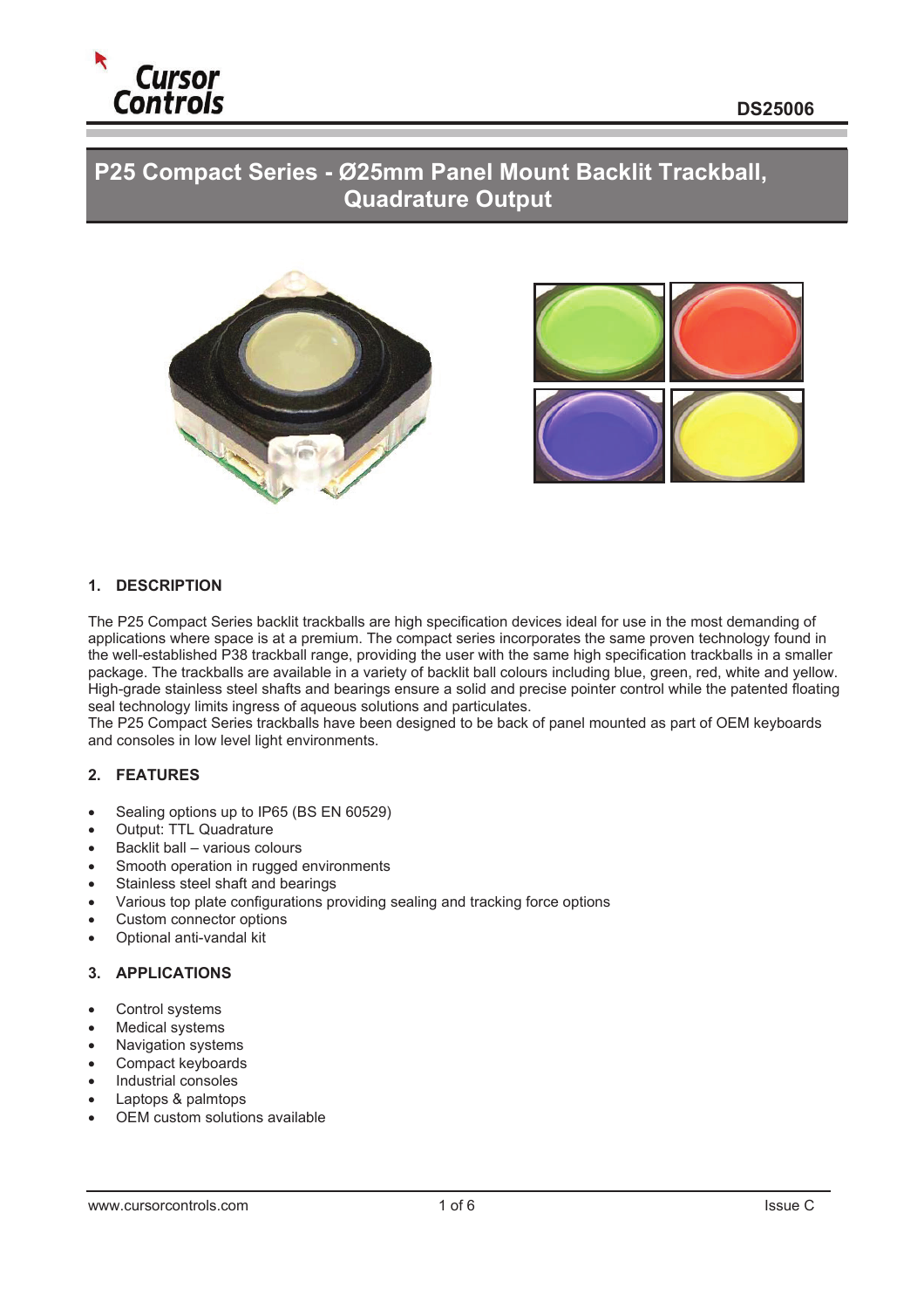Cursor Controls

DS25006

# P25 Compact Series - Ø25mm Panel Mount Backlit Trackball, Quadrature Output

## 1. DESCRIPTION

The P25 Compact Series backlit trackballs are high specification devices ideal for use in the most demanding of applications where space is at a premium. The compact series incorporates the same proven technology found in the well-established P38 trackball range, providing the user with the same high specification trackballs in a smaller package. The trackballs are available in a variety of backlit ball colours including blue, green, red, white and yellow. High-grade stainless steel shafts and bearings ensure a solid and precise pointer control while the patented floating seal technology limits ingress of aqueous solutions and particulates.
The P25 Compact Series trackballs have been designed to be back of panel mounted as part of OEM keyboards and consoles in low level light environments.

## 2. FEATURES

- Sealing options up to IP65 (BS EN 60529)
- Output: TTL Quadrature
- Backlit ball – various colours
- Smooth operation in rugged environments
- Stainless steel shaft and bearings
- Various top plate configurations providing sealing and tracking force options
- Custom connector options
- Optional anti-vandal kit

## 3. APPLICATIONS

- Control systems
- Medical systems
- Navigation systems
- Compact keyboards
- Industrial consoles
- Laptops & palmtops
- OEM custom solutions available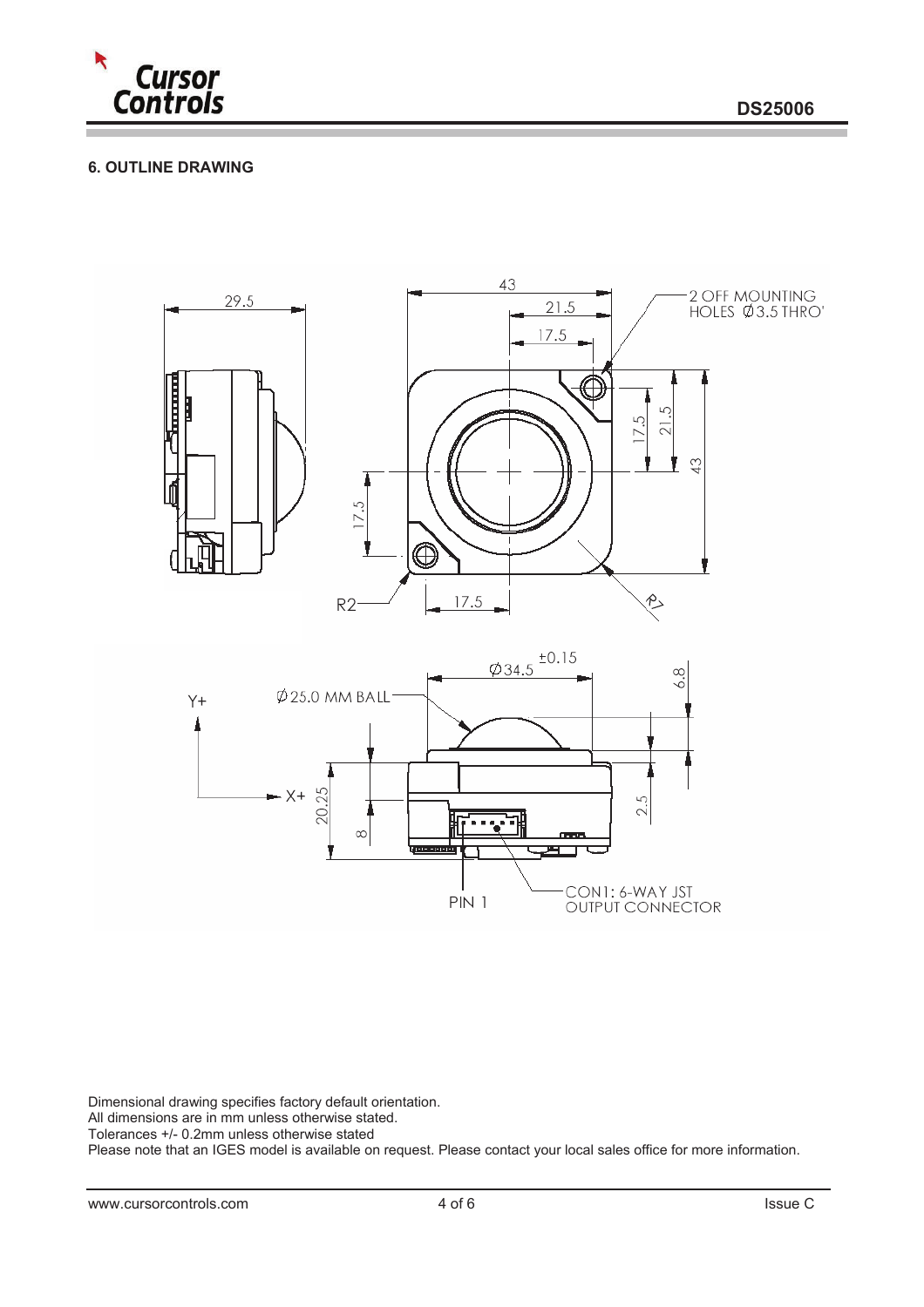## 6. OUTLINE DRAWING

Dimensional drawing specifies factory default orientation.
All dimensions are in mm unless otherwise stated.
Tolerances +/- 0.2mm unless otherwise stated
Please note that an IGES model is available on request. Please contact your local sales office for more information.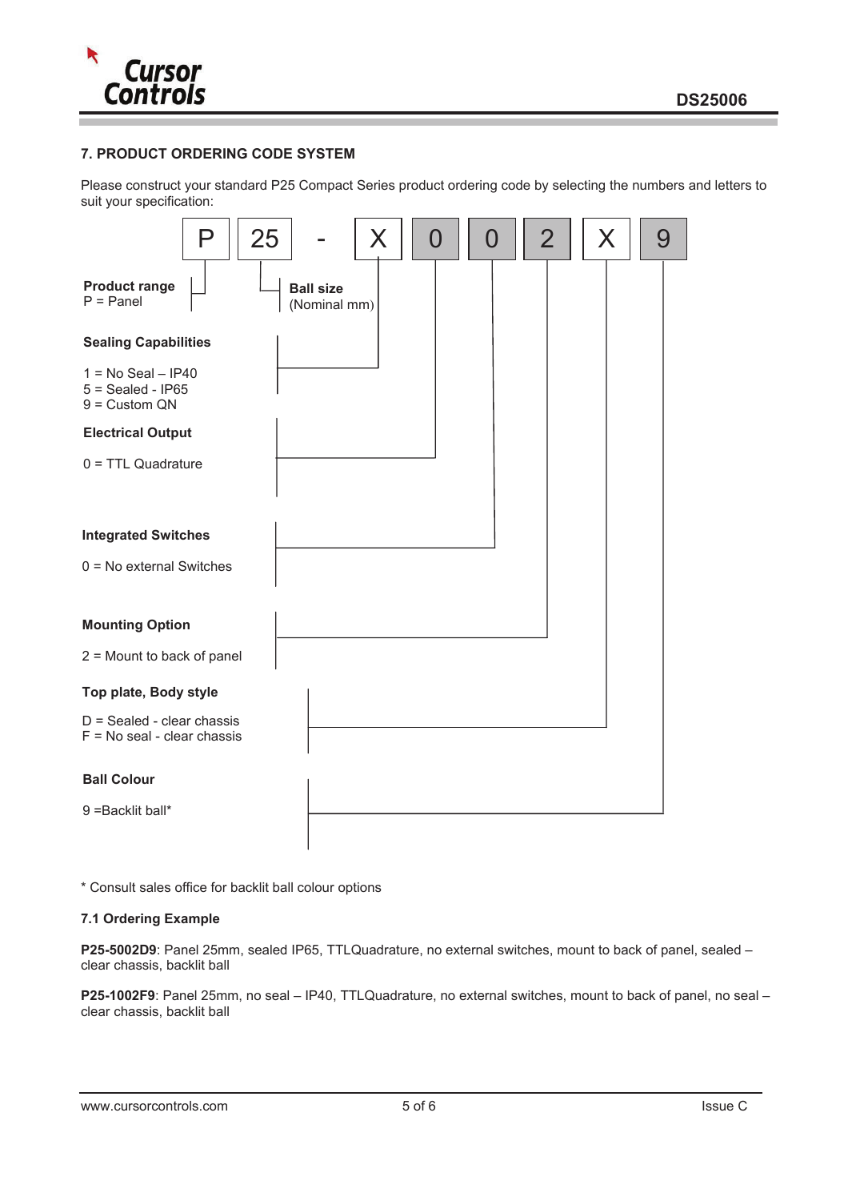## 7. PRODUCT ORDERING CODE SYSTEM

Please construct your standard P25 Compact Series product ordering code by selecting the numbers and letters to suit your specification:

P 25 - X 0 0 2 X 9

**Product range**
P = Panel

**Ball size**
(Nominal mm)

**Sealing Capabilities**

1 = No Seal – IP40
5 = Sealed - IP65
9 = Custom QN

**Electrical Output**

0 = TTL Quadrature

**Integrated Switches**

0 = No external Switches

**Mounting Option**

2 = Mount to back of panel

**Top plate, Body style**

D = Sealed - clear chassis
F = No seal - clear chassis

**Ball Colour**

9 =Backlit ball*

* Consult sales office for backlit ball colour options

### 7.1 Ordering Example

**P25-5002D9**: Panel 25mm, sealed IP65, TTLQuadrature, no external switches, mount to back of panel, sealed – clear chassis, backlit ball

**P25-1002F9**: Panel 25mm, no seal – IP40, TTLQuadrature, no external switches, mount to back of panel, no seal – clear chassis, backlit ball